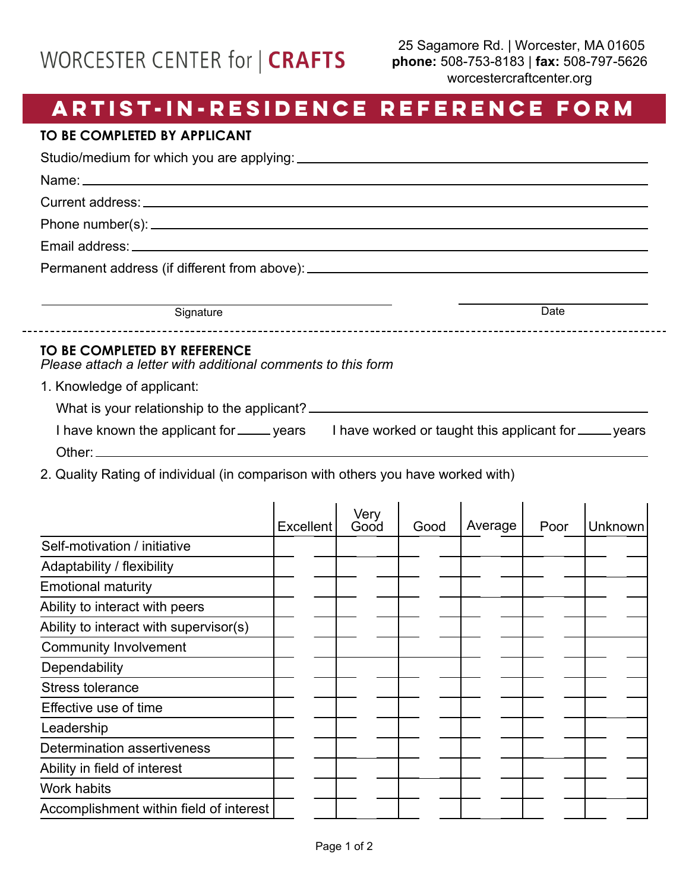WORCESTER CENTER for | **CRAFTS**

25 Sagamore Rd. | Worcester, MA 01605
**phone:** 508-753-8183 | **fax:** 508-797-5626
worcestercraftcenter.org

# ARTIST-IN-RESIDENCE REFERENCE FORM

**TO BE COMPLETED BY APPLICANT**

Studio/medium for which you are applying: ______________________________

Name: ______________________________

Current address: ______________________________

Phone number(s): ______________________________

Email address: ______________________________

Permanent address (if different from above): ______________________________

______________________________ Signature

______________________________ Date

---

**TO BE COMPLETED BY REFERENCE**
*Please attach a letter with additional comments to this form*

1. Knowledge of applicant:

   What is your relationship to the applicant? ______________________________

   I have known the applicant for _____ years     I have worked or taught this applicant for _____ years

   Other: ______________________________

2. Quality Rating of individual (in comparison with others you have worked with)

| | Excellent | Very Good | Good | Average | Poor | Unknown |
|---|---|---|---|---|---|---|
| Self-motivation / initiative | | | | | | |
| Adaptability / flexibility | | | | | | |
| Emotional maturity | | | | | | |
| Ability to interact with peers | | | | | | |
| Ability to interact with supervisor(s) | | | | | | |
| Community Involvement | | | | | | |
| Dependability | | | | | | |
| Stress tolerance | | | | | | |
| Effective use of time | | | | | | |
| Leadership | | | | | | |
| Determination assertiveness | | | | | | |
| Ability in field of interest | | | | | | |
| Work habits | | | | | | |
| Accomplishment within field of interest | | | | | | |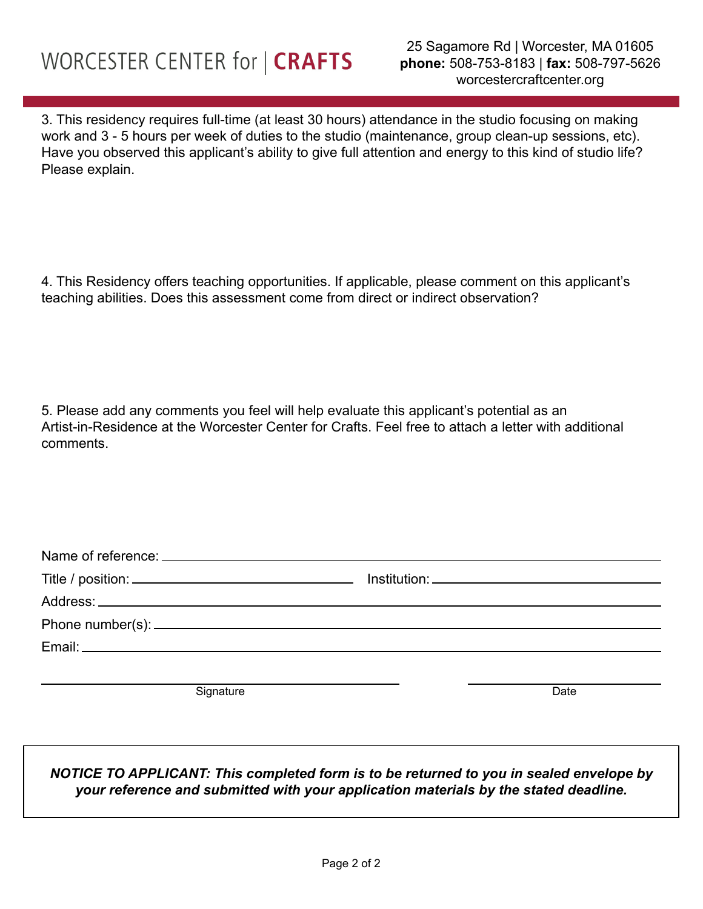WORCESTER CENTER for | **CRAFTS**

25 Sagamore Rd | Worcester, MA 01605
**phone:** 508-753-8183 | **fax:** 508-797-5626
worcestercraftcenter.org

3. This residency requires full-time (at least 30 hours) attendance in the studio focusing on making work and 3 - 5 hours per week of duties to the studio (maintenance, group clean-up sessions, etc). Have you observed this applicant's ability to give full attention and energy to this kind of studio life? Please explain.

4. This Residency offers teaching opportunities. If applicable, please comment on this applicant's teaching abilities. Does this assessment come from direct or indirect observation?

5. Please add any comments you feel will help evaluate this applicant's potential as an Artist-in-Residence at the Worcester Center for Crafts. Feel free to attach a letter with additional comments.

Name of reference: ______________________________

Title / position: ______________________________ Institution: ______________________________

Address: ______________________________

Phone number(s): ______________________________

Email: ______________________________

______________________________ Signature

______________________________ Date

***NOTICE TO APPLICANT: This completed form is to be returned to you in sealed envelope by your reference and submitted with your application materials by the stated deadline.***